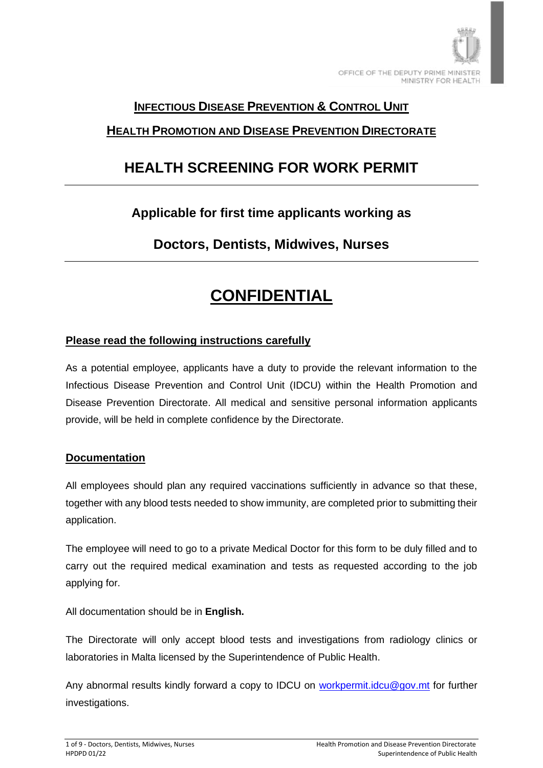OFFICE OF THE DEPUTY PRIME MINISTER
MINISTRY FOR HEALTH

## INFECTIOUS DISEASE PREVENTION & CONTROL UNIT

## HEALTH PROMOTION AND DISEASE PREVENTION DIRECTORATE

# HEALTH SCREENING FOR WORK PERMIT

### Applicable for first time applicants working as

### Doctors, Dentists, Midwives, Nurses

# CONFIDENTIAL

**Please read the following instructions carefully**

As a potential employee, applicants have a duty to provide the relevant information to the Infectious Disease Prevention and Control Unit (IDCU) within the Health Promotion and Disease Prevention Directorate. All medical and sensitive personal information applicants provide, will be held in complete confidence by the Directorate.

**Documentation**

All employees should plan any required vaccinations sufficiently in advance so that these, together with any blood tests needed to show immunity, are completed prior to submitting their application.

The employee will need to go to a private Medical Doctor for this form to be duly filled and to carry out the required medical examination and tests as requested according to the job applying for.

All documentation should be in **English.**

The Directorate will only accept blood tests and investigations from radiology clinics or laboratories in Malta licensed by the Superintendence of Public Health.

Any abnormal results kindly forward a copy to IDCU on workpermit.idcu@gov.mt for further investigations.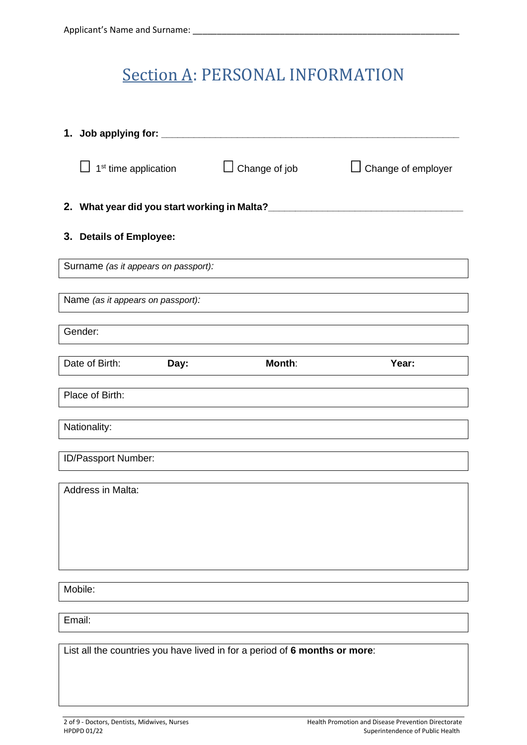Applicant's Name and Surname: ___________________________________________

# Section A: PERSONAL INFORMATION

**1. Job applying for:** ___________________________________________

☐ 1st time application ☐ Change of job ☐ Change of employer

**2. What year did you start working in Malta?**___________________________

**3. Details of Employee:**

| Surname *(as it appears on passport):* | | | |
|---|---|---|---|
| Name *(as it appears on passport):* | | | |
| Gender: | | | |
| Date of Birth: **Day:** | **Month**: | **Year:** | |
| Place of Birth: | | | |
| Nationality: | | | |
| ID/Passport Number: | | | |
| Address in Malta: | | | |
| Mobile: | | | |
| Email: | | | |
| List all the countries you have lived in for a period of **6 months or more**: | | | |

2 of 9 - Doctors, Dentists, Midwives, Nurses
HPDPD 01/22

Health Promotion and Disease Prevention Directorate
Superintendence of Public Health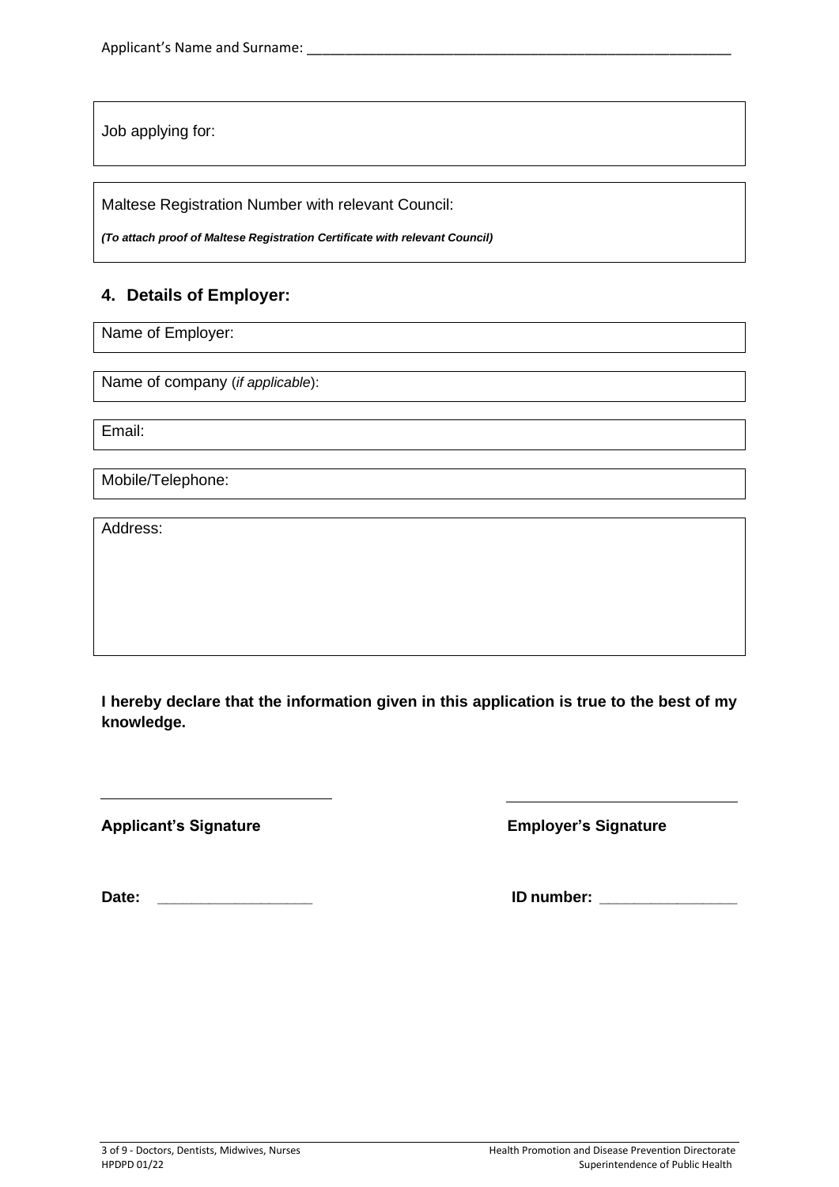Applicant's Name and Surname: ___________________________________________________________

Job applying for:

Maltese Registration Number with relevant Council:

***(To attach proof of Maltese Registration Certificate with relevant Council)***

## 4. Details of Employer:

Name of Employer:

Name of company (*if applicable*):

Email:

Mobile/Telephone:

Address:

**I hereby declare that the information given in this application is true to the best of my knowledge.**

____________________________ ____________________________

**Applicant's Signature** **Employer's Signature**

**Date:** __________________ **ID number:** ________________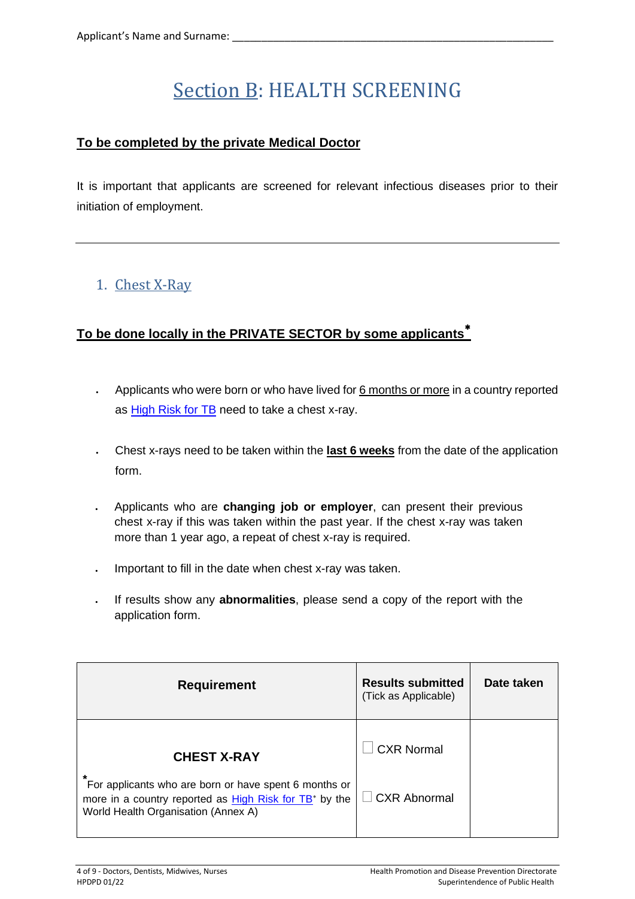Applicant's Name and Surname: ____________________________________________________________

# Section B: HEALTH SCREENING

**To be completed by the private Medical Doctor**

It is important that applicants are screened for relevant infectious diseases prior to their initiation of employment.

---

## 1. Chest X-Ray

**To be done locally in the PRIVATE SECTOR by some applicants***

- Applicants who were born or who have lived for 6 months or more in a country reported as High Risk for TB need to take a chest x-ray.
- Chest x-rays need to be taken within the **last 6 weeks** from the date of the application form.
- Applicants who are **changing job or employer**, can present their previous chest x-ray if this was taken within the past year. If the chest x-ray was taken more than 1 year ago, a repeat of chest x-ray is required.
- Important to fill in the date when chest x-ray was taken.
- If results show any **abnormalities**, please send a copy of the report with the application form.

| Requirement | Results submitted (Tick as Applicable) | Date taken |
|---|---|---|
| **CHEST X-RAY** <br> *For applicants who are born or have spent 6 months or more in a country reported as High Risk for TB* by the World Health Organisation (Annex A) | ☐ CXR Normal <br> ☐ CXR Abnormal | |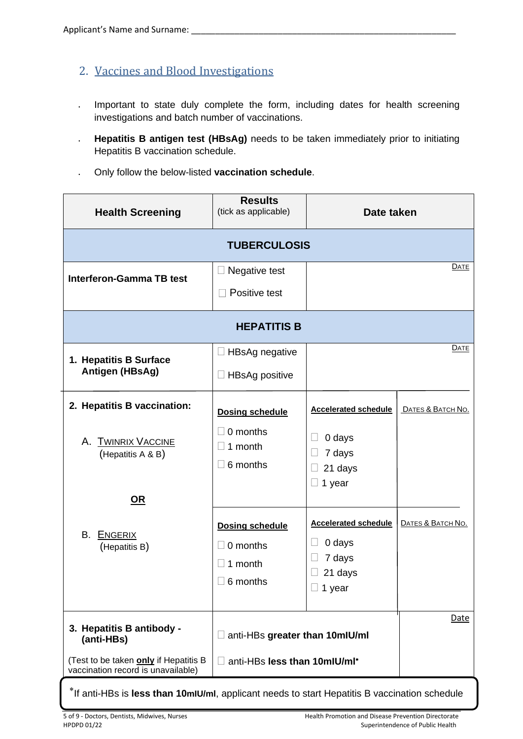Applicant's Name and Surname: ____________________________________________

## 2. Vaccines and Blood Investigations

- Important to state duly complete the form, including dates for health screening investigations and batch number of vaccinations.
- **Hepatitis B antigen test (HBsAg)** needs to be taken immediately prior to initiating Hepatitis B vaccination schedule.
- Only follow the below-listed **vaccination schedule**.

| **Health Screening** | **Results** (tick as applicable) | **Date taken** | |
|---|---|---|---|
| **TUBERCULOSIS** | | | |
| **Interferon-Gamma TB test** | ☐ Negative test<br>☐ Positive test | DATE | |
| **HEPATITIS B** | | | |
| **1. Hepatitis B Surface Antigen (HBsAg)** | ☐ HBsAg negative<br>☐ HBsAg positive | DATE | |
| **2. Hepatitis B vaccination:**<br>A. TWINRIX VACCINE (Hepatitis A & B)<br>**OR** | **Dosing schedule**<br>☐ 0 months<br>☐ 1 month<br>☐ 6 months | **Accelerated schedule**<br>☐ 0 days<br>☐ 7 days<br>☐ 21 days<br>☐ 1 year | DATES & BATCH NO. |
| B. ENGERIX (Hepatitis B) | **Dosing schedule**<br>☐ 0 months<br>☐ 1 month<br>☐ 6 months | **Accelerated schedule**<br>☐ 0 days<br>☐ 7 days<br>☐ 21 days<br>☐ 1 year | DATES & BATCH NO. |
| **3. Hepatitis B antibody - (anti-HBs)**<br>(Test to be taken **only** if Hepatitis B vaccination record is unavailable) | ☐ anti-HBs **greater than 10mIU/ml**<br>☐ anti-HBs **less than 10mIU/ml*** | | Date |

*If anti-HBs is **less than 10mIU/ml**, applicant needs to start Hepatitis B vaccination schedule

5 of 9 - Doctors, Dentists, Midwives, Nurses
HPDPD 01/22

Health Promotion and Disease Prevention Directorate
Superintendence of Public Health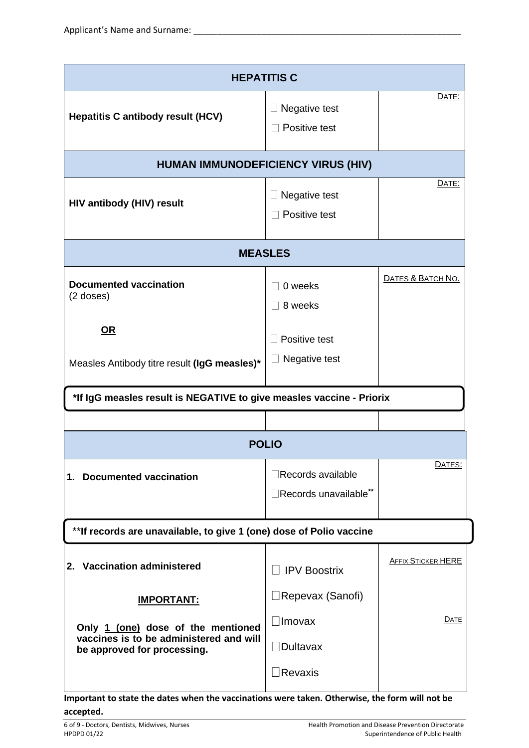Applicant's Name and Surname: ___________________________________________________________

| HEPATITIS C | | |
|---|---|---|
| **Hepatitis C antibody result (HCV)** | ☐ Negative test<br>☐ Positive test | DATE: |

| HUMAN IMMUNODEFICIENCY VIRUS (HIV) | | |
|---|---|---|
| **HIV antibody (HIV) result** | ☐ Negative test<br>☐ Positive test | DATE: |

| MEASLES | | |
|---|---|---|
| **Documented vaccination**<br>(2 doses) | ☐ 0 weeks<br>☐ 8 weeks | DATES & BATCH NO. |
| **OR** | | |
| Measles Antibody titre result **(IgG measles)*** | ☐ Positive test<br>☐ Negative test | |

**\*If IgG measles result is NEGATIVE to give measles vaccine - Priorix**

| POLIO | | |
|---|---|---|
| **1. Documented vaccination** | ☐Records available<br>☐Records unavailable** | DATES: |

**If records are unavailable, to give 1 (one) dose of Polio vaccine

| | | |
|---|---|---|
| **2. Vaccination administered**<br><br>**IMPORTANT:**<br><br>**Only 1 (one) dose of the mentioned vaccines is to be administered and will be approved for processing.** | ☐ IPV Boostrix<br>☐Repevax (Sanofi)<br>☐Imovax<br>☐Dultavax<br>☐Revaxis | AFFIX STICKER HERE<br><br>DATE |

**Important to state the dates when the vaccinations were taken. Otherwise, the form will not be accepted.**

6 of 9 - Doctors, Dentists, Midwives, Nurses
HPDPD 01/22

Health Promotion and Disease Prevention Directorate
Superintendence of Public Health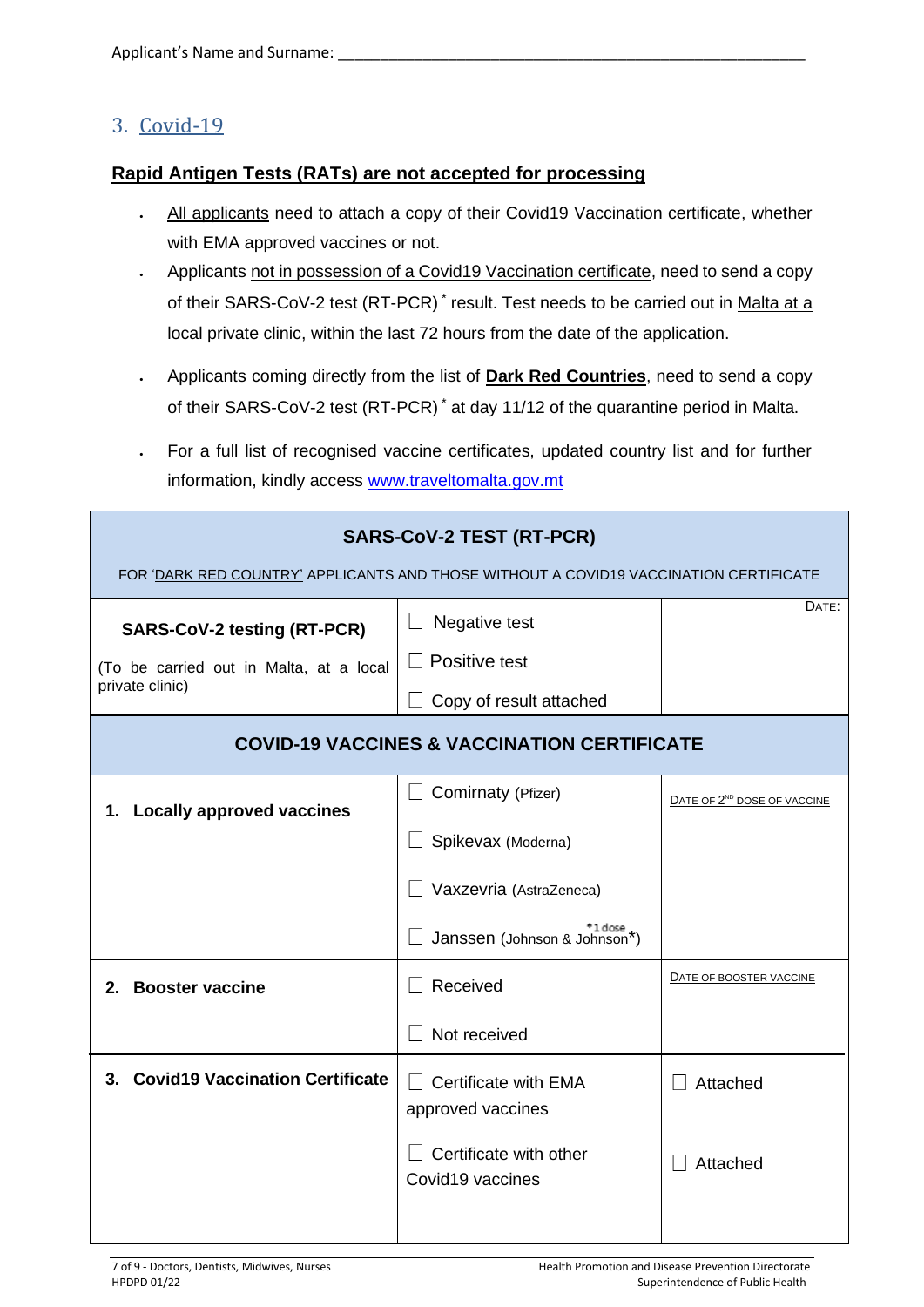Applicant's Name and Surname: ___________________________________________________________

## 3. Covid-19

**Rapid Antigen Tests (RATs) are not accepted for processing**

- All applicants need to attach a copy of their Covid19 Vaccination certificate, whether with EMA approved vaccines or not.
- Applicants not in possession of a Covid19 Vaccination certificate, need to send a copy of their SARS-CoV-2 test (RT-PCR) * result. Test needs to be carried out in Malta at a local private clinic, within the last 72 hours from the date of the application.
- Applicants coming directly from the list of **Dark Red Countries**, need to send a copy of their SARS-CoV-2 test (RT-PCR) * at day 11/12 of the quarantine period in Malta.
- For a full list of recognised vaccine certificates, updated country list and for further information, kindly access www.traveltomalta.gov.mt

| **SARS-CoV-2 TEST (RT-PCR)**<br>FOR 'DARK RED COUNTRY' APPLICANTS AND THOSE WITHOUT A COVID19 VACCINATION CERTIFICATE | | |
|---|---|---|
| **SARS-CoV-2 testing (RT-PCR)**<br>(To be carried out in Malta, at a local private clinic) | ☐ Negative test<br>☐ Positive test<br>☐ Copy of result attached | DATE: |
| **COVID-19 VACCINES & VACCINATION CERTIFICATE** | | |
| **1. Locally approved vaccines** | ☐ Comirnaty (Pfizer)<br>☐ Spikevax (Moderna)<br>☐ Vaxzevria (AstraZeneca)<br>☐ Janssen (Johnson & Johnson*) *1 dose | DATE OF 2ND DOSE OF VACCINE |
| **2. Booster vaccine** | ☐ Received<br>☐ Not received | DATE OF BOOSTER VACCINE |
| **3. Covid19 Vaccination Certificate** | ☐ Certificate with EMA approved vaccines<br>☐ Certificate with other Covid19 vaccines | ☐ Attached<br>☐ Attached |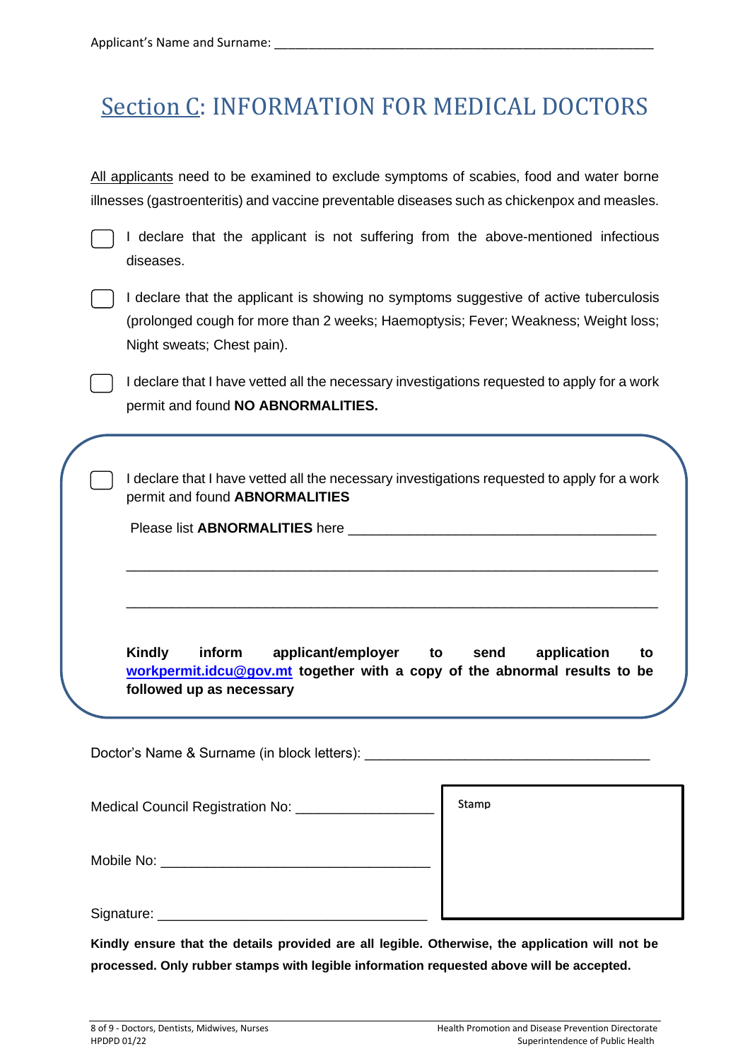Applicant's Name and Surname: ______________________________________________________

# Section C: INFORMATION FOR MEDICAL DOCTORS

All applicants need to be examined to exclude symptoms of scabies, food and water borne illnesses (gastroenteritis) and vaccine preventable diseases such as chickenpox and measles.

☐ I declare that the applicant is not suffering from the above-mentioned infectious diseases.

☐ I declare that the applicant is showing no symptoms suggestive of active tuberculosis (prolonged cough for more than 2 weeks; Haemoptysis; Fever; Weakness; Weight loss; Night sweats; Chest pain).

☐ I declare that I have vetted all the necessary investigations requested to apply for a work permit and found **NO ABNORMALITIES.**

☐ I declare that I have vetted all the necessary investigations requested to apply for a work permit and found **ABNORMALITIES**

Please list **ABNORMALITIES** here ________________________________________

____________________________________________________________________

____________________________________________________________________

**Kindly inform applicant/employer to send application to [workpermit.idcu@gov.mt](mailto:workpermit.idcu@gov.mt) together with a copy of the abnormal results to be followed up as necessary**

Doctor's Name & Surname (in block letters): ____________________________________

Medical Council Registration No: __________________

Mobile No: ___________________________________

Signature: ___________________________________

Stamp

**Kindly ensure that the details provided are all legible. Otherwise, the application will not be processed. Only rubber stamps with legible information requested above will be accepted.**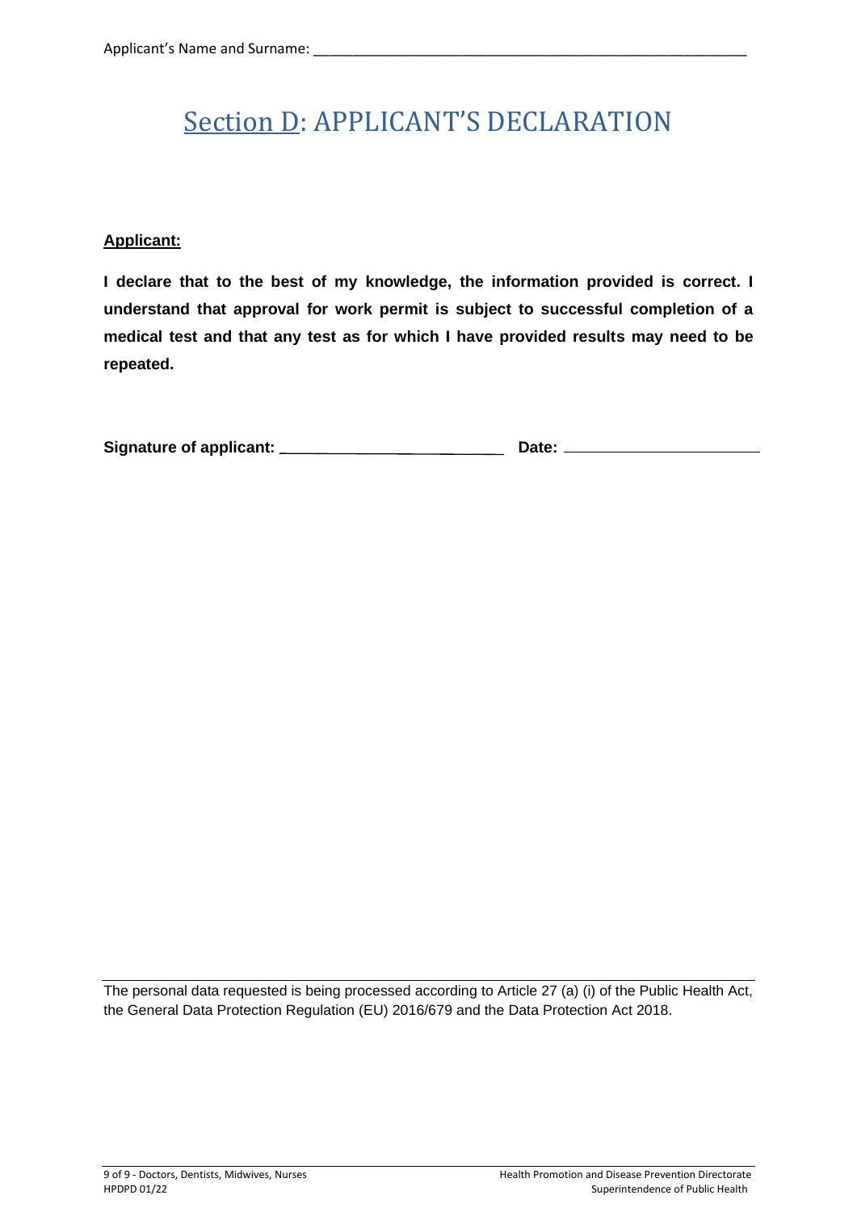Applicant's Name and Surname: ______________________________________________________

# Section D: APPLICANT'S DECLARATION

**Applicant:**

**I declare that to the best of my knowledge, the information provided is correct. I understand that approval for work permit is subject to successful completion of a medical test and that any test as for which I have provided results may need to be repeated.**

**Signature of applicant:** ____________________________ **Date:** ______________________

The personal data requested is being processed according to Article 27 (a) (i) of the Public Health Act, the General Data Protection Regulation (EU) 2016/679 and the Data Protection Act 2018.